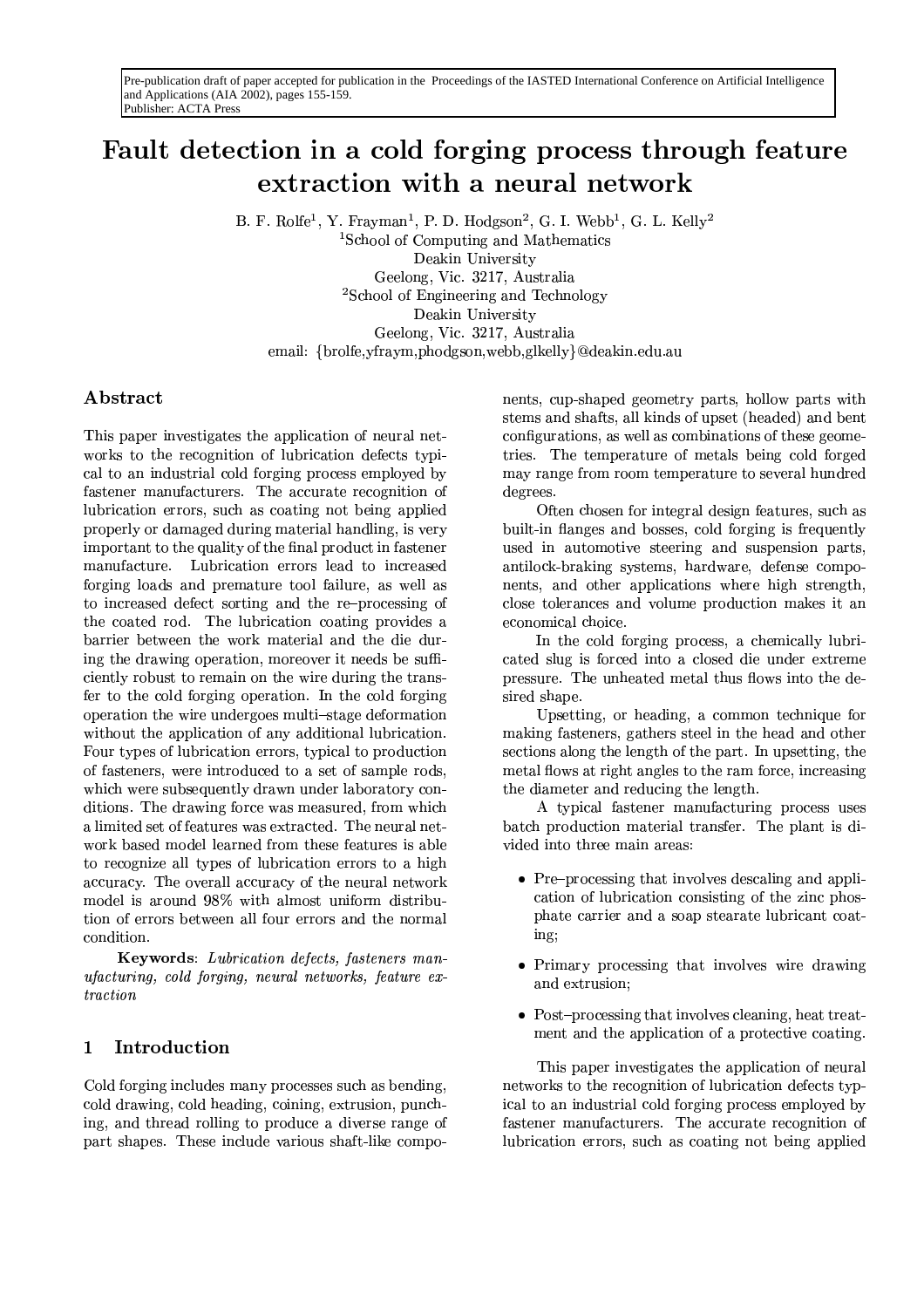Pre-publication draft of paper accepted for publication in the Proceedings of the IASTED International Conference on Artificial Intelligence and Applications (AIA 2002), pages 155-159.
Publisher: ACTA Press

# Fault detection in a cold forging process through feature extraction with a neural network

B. F. Rolfe[1], Y. Frayman[1], P. D. Hodgson[2], G. I. Webb[1], G. L. Kelly[2]
[1]School of Computing and Mathematics
Deakin University
Geelong, Vic. 3217, Australia
[2]School of Engineering and Technology
Deakin University
Geelong, Vic. 3217, Australia
email: {brolfe,yfraym,phodgson,webb,glkelly}@deakin.edu.au

## Abstract

This paper investigates the application of neural networks to the recognition of lubrication defects typical to an industrial cold forging process employed by fastener manufacturers. The accurate recognition of lubrication errors, such as coating not being applied properly or damaged during material handling, is very important to the quality of the final product in fastener manufacture. Lubrication errors lead to increased forging loads and premature tool failure, as well as to increased defect sorting and the re–processing of the coated rod. The lubrication coating provides a barrier between the work material and the die during the drawing operation, moreover it needs be sufficiently robust to remain on the wire during the transfer to the cold forging operation. In the cold forging operation the wire undergoes multi–stage deformation without the application of any additional lubrication. Four types of lubrication errors, typical to production of fasteners, were introduced to a set of sample rods, which were subsequently drawn under laboratory conditions. The drawing force was measured, from which a limited set of features was extracted. The neural network based model learned from these features is able to recognize all types of lubrication errors to a high accuracy. The overall accuracy of the neural network model is around 98% with almost uniform distribution of errors between all four errors and the normal condition.

**Keywords**: *Lubrication defects, fasteners manufacturing, cold forging, neural networks, feature extraction*

## 1 Introduction

Cold forging includes many processes such as bending, cold drawing, cold heading, coining, extrusion, punching, and thread rolling to produce a diverse range of part shapes. These include various shaft-like components, cup-shaped geometry parts, hollow parts with stems and shafts, all kinds of upset (headed) and bent configurations, as well as combinations of these geometries. The temperature of metals being cold forged may range from room temperature to several hundred degrees.

Often chosen for integral design features, such as built-in flanges and bosses, cold forging is frequently used in automotive steering and suspension parts, antilock-braking systems, hardware, defense components, and other applications where high strength, close tolerances and volume production makes it an economical choice.

In the cold forging process, a chemically lubricated slug is forced into a closed die under extreme pressure. The unheated metal thus flows into the desired shape.

Upsetting, or heading, a common technique for making fasteners, gathers steel in the head and other sections along the length of the part. In upsetting, the metal flows at right angles to the ram force, increasing the diameter and reducing the length.

A typical fastener manufacturing process uses batch production material transfer. The plant is divided into three main areas:

- Pre–processing that involves descaling and application of lubrication consisting of the zinc phosphate carrier and a soap stearate lubricant coating;
- Primary processing that involves wire drawing and extrusion;
- Post–processing that involves cleaning, heat treatment and the application of a protective coating.

This paper investigates the application of neural networks to the recognition of lubrication defects typical to an industrial cold forging process employed by fastener manufacturers. The accurate recognition of lubrication errors, such as coating not being applied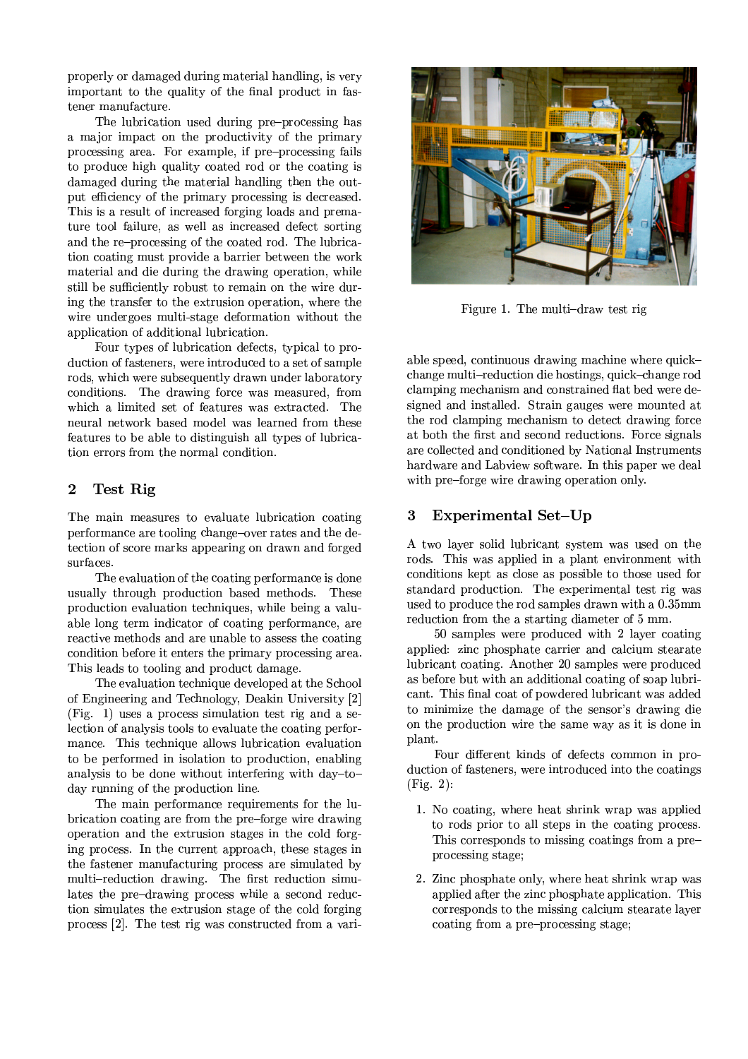properly or damaged during material handling, is very important to the quality of the final product in fastener manufacture.

The lubrication used during pre–processing has a major impact on the productivity of the primary processing area. For example, if pre–processing fails to produce high quality coated rod or the coating is damaged during the material handling then the output efficiency of the primary processing is decreased. This is a result of increased forging loads and premature tool failure, as well as increased defect sorting and the re–processing of the coated rod. The lubrication coating must provide a barrier between the work material and die during the drawing operation, while still be sufficiently robust to remain on the wire during the transfer to the extrusion operation, where the wire undergoes multi-stage deformation without the application of additional lubrication.

Four types of lubrication defects, typical to production of fasteners, were introduced to a set of sample rods, which were subsequently drawn under laboratory conditions. The drawing force was measured, from which a limited set of features was extracted. The neural network based model was learned from these features to be able to distinguish all types of lubrication errors from the normal condition.

## 2 Test Rig

The main measures to evaluate lubrication coating performance are tooling change–over rates and the detection of score marks appearing on drawn and forged surfaces.

The evaluation of the coating performance is done usually through production based methods. These production evaluation techniques, while being a valuable long term indicator of coating performance, are reactive methods and are unable to assess the coating condition before it enters the primary processing area. This leads to tooling and product damage.

The evaluation technique developed at the School of Engineering and Technology, Deakin University [2] (Fig. 1) uses a process simulation test rig and a selection of analysis tools to evaluate the coating performance. This technique allows lubrication evaluation to be performed in isolation to production, enabling analysis to be done without interfering with day–to–day running of the production line.

The main performance requirements for the lubrication coating are from the pre–forge wire drawing operation and the extrusion stages in the cold forging process. In the current approach, these stages in the fastener manufacturing process are simulated by multi–reduction drawing. The first reduction simulates the pre–drawing process while a second reduction simulates the extrusion stage of the cold forging process [2]. The test rig was constructed from a variable speed, continuous drawing machine where quick–change multi–reduction die hostings, quick–change rod clamping mechanism and constrained flat bed were designed and installed. Strain gauges were mounted at the rod clamping mechanism to detect drawing force at both the first and second reductions. Force signals are collected and conditioned by National Instruments hardware and Labview software. In this paper we deal with pre–forge wire drawing operation only.

Figure 1. The multi–draw test rig

## 3 Experimental Set–Up

A two layer solid lubricant system was used on the rods. This was applied in a plant environment with conditions kept as close as possible to those used for standard production. The experimental test rig was used to produce the rod samples drawn with a 0.35mm reduction from the a starting diameter of 5 mm.

50 samples were produced with 2 layer coating applied: zinc phosphate carrier and calcium stearate lubricant coating. Another 20 samples were produced as before but with an additional coating of soap lubricant. This final coat of powdered lubricant was added to minimize the damage of the sensor's drawing die on the production wire the same way as it is done in plant.

Four different kinds of defects common in production of fasteners, were introduced into the coatings (Fig. 2):

1. No coating, where heat shrink wrap was applied to rods prior to all steps in the coating process. This corresponds to missing coatings from a pre–processing stage;
2. Zinc phosphate only, where heat shrink wrap was applied after the zinc phosphate application. This corresponds to the missing calcium stearate layer coating from a pre–processing stage;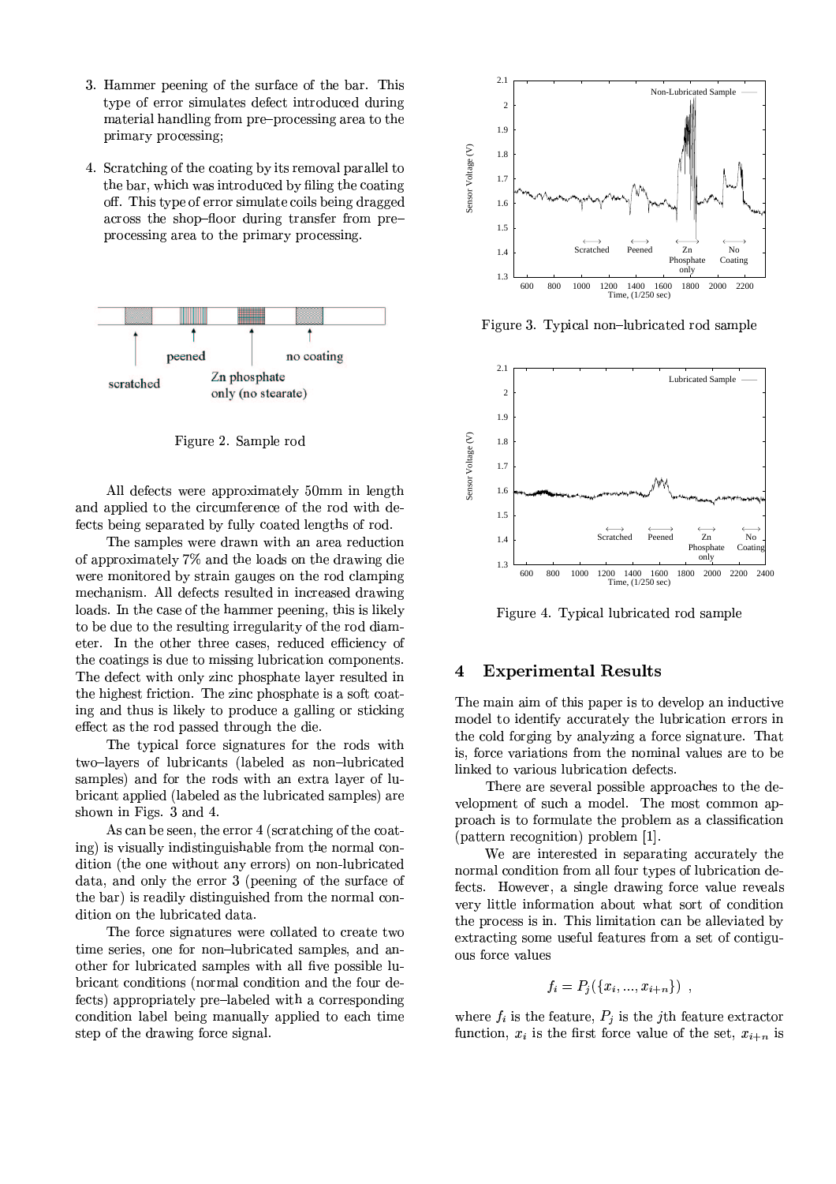3. Hammer peening of the surface of the bar. This type of error simulates defect introduced during material handling from pre–processing area to the primary processing;

4. Scratching of the coating by its removal parallel to the bar, which was introduced by filing the coating off. This type of error simulate coils being dragged across the shop–floor during transfer from pre–processing area to the primary processing.

Figure 2. Sample rod

All defects were approximately 50mm in length and applied to the circumference of the rod with defects being separated by fully coated lengths of rod.

The samples were drawn with an area reduction of approximately 7% and the loads on the drawing die were monitored by strain gauges on the rod clamping mechanism. All defects resulted in increased drawing loads. In the case of the hammer peening, this is likely to be due to the resulting irregularity of the rod diameter. In the other three cases, reduced efficiency of the coatings is due to missing lubrication components. The defect with only zinc phosphate layer resulted in the highest friction. The zinc phosphate is a soft coating and thus is likely to produce a galling or sticking effect as the rod passed through the die.

The typical force signatures for the rods with two–layers of lubricants (labeled as non–lubricated samples) and for the rods with an extra layer of lubricant applied (labeled as the lubricated samples) are shown in Figs. 3 and 4.

As can be seen, the error 4 (scratching of the coating) is visually indistinguishable from the normal condition (the one without any errors) on non-lubricated data, and only the error 3 (peening of the surface of the bar) is readily distinguished from the normal condition on the lubricated data.

The force signatures were collated to create two time series, one for non–lubricated samples, and another for lubricated samples with all five possible lubricant conditions (normal condition and the four defects) appropriately pre–labeled with a corresponding condition label being manually applied to each time step of the drawing force signal.

Figure 3. Typical non–lubricated rod sample

Figure 4. Typical lubricated rod sample

## 4 Experimental Results

The main aim of this paper is to develop an inductive model to identify accurately the lubrication errors in the cold forging by analyzing a force signature. That is, force variations from the nominal values are to be linked to various lubrication defects.

There are several possible approaches to the development of such a model. The most common approach is to formulate the problem as a classification (pattern recognition) problem [1].

We are interested in separating accurately the normal condition from all four types of lubrication defects. However, a single drawing force value reveals very little information about what sort of condition the process is in. This limitation can be alleviated by extracting some useful features from a set of contiguous force values

$$f_i = P_j(\{x_i, ..., x_{i+n}\}) \ ,$$

where $f_i$ is the feature, $P_j$ is the $j$th feature extractor function, $x_i$ is the first force value of the set, $x_{i+n}$ is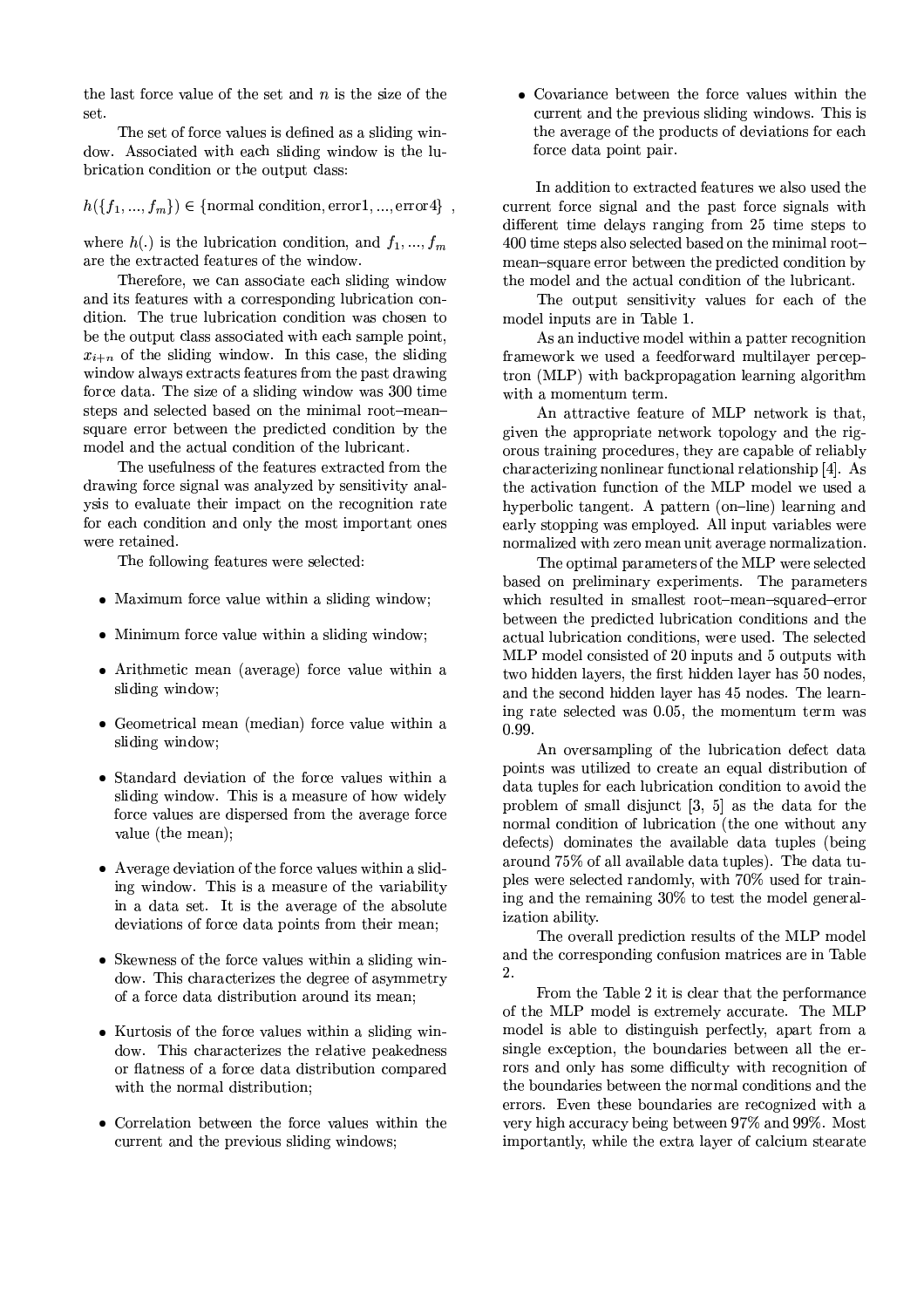the last force value of the set and $n$ is the size of the set.

The set of force values is defined as a sliding window. Associated with each sliding window is the lubrication condition or the output class:

$$h(\{f_1, ..., f_m\}) \in \{\text{normal condition, error1, ..., error4}\} \; ,$$

where $h(.)$ is the lubrication condition, and $f_1, ..., f_m$ are the extracted features of the window.

Therefore, we can associate each sliding window and its features with a corresponding lubrication condition. The true lubrication condition was chosen to be the output class associated with each sample point, $x_{i+n}$ of the sliding window. In this case, the sliding window always extracts features from the past drawing force data. The size of a sliding window was 300 time steps and selected based on the minimal root–mean–square error between the predicted condition by the model and the actual condition of the lubricant.

The usefulness of the features extracted from the drawing force signal was analyzed by sensitivity analysis to evaluate their impact on the recognition rate for each condition and only the most important ones were retained.

The following features were selected:

- Maximum force value within a sliding window;
- Minimum force value within a sliding window;
- Arithmetic mean (average) force value within a sliding window;
- Geometrical mean (median) force value within a sliding window;
- Standard deviation of the force values within a sliding window. This is a measure of how widely force values are dispersed from the average force value (the mean);
- Average deviation of the force values within a sliding window. This is a measure of the variability in a data set. It is the average of the absolute deviations of force data points from their mean;
- Skewness of the force values within a sliding window. This characterizes the degree of asymmetry of a force data distribution around its mean;
- Kurtosis of the force values within a sliding window. This characterizes the relative peakedness or flatness of a force data distribution compared with the normal distribution;
- Correlation between the force values within the current and the previous sliding windows;
- Covariance between the force values within the current and the previous sliding windows. This is the average of the products of deviations for each force data point pair.

In addition to extracted features we also used the current force signal and the past force signals with different time delays ranging from 25 time steps to 400 time steps also selected based on the minimal root–mean–square error between the predicted condition by the model and the actual condition of the lubricant.

The output sensitivity values for each of the model inputs are in Table 1.

As an inductive model within a patter recognition framework we used a feedforward multilayer perceptron (MLP) with backpropagation learning algorithm with a momentum term.

An attractive feature of MLP network is that, given the appropriate network topology and the rigorous training procedures, they are capable of reliably characterizing nonlinear functional relationship [4]. As the activation function of the MLP model we used a hyperbolic tangent. A pattern (on–line) learning and early stopping was employed. All input variables were normalized with zero mean unit average normalization.

The optimal parameters of the MLP were selected based on preliminary experiments. The parameters which resulted in smallest root–mean–squared–error between the predicted lubrication conditions and the actual lubrication conditions, were used. The selected MLP model consisted of 20 inputs and 5 outputs with two hidden layers, the first hidden layer has 50 nodes, and the second hidden layer has 45 nodes. The learning rate selected was 0.05, the momentum term was 0.99.

An oversampling of the lubrication defect data points was utilized to create an equal distribution of data tuples for each lubrication condition to avoid the problem of small disjunct [3, 5] as the data for the normal condition of lubrication (the one without any defects) dominates the available data tuples (being around 75% of all available data tuples). The data tuples were selected randomly, with 70% used for training and the remaining 30% to test the model generalization ability.

The overall prediction results of the MLP model and the corresponding confusion matrices are in Table 2.

From the Table 2 it is clear that the performance of the MLP model is extremely accurate. The MLP model is able to distinguish perfectly, apart from a single exception, the boundaries between all the errors and only has some difficulty with recognition of the boundaries between the normal conditions and the errors. Even these boundaries are recognized with a very high accuracy being between 97% and 99%. Most importantly, while the extra layer of calcium stearate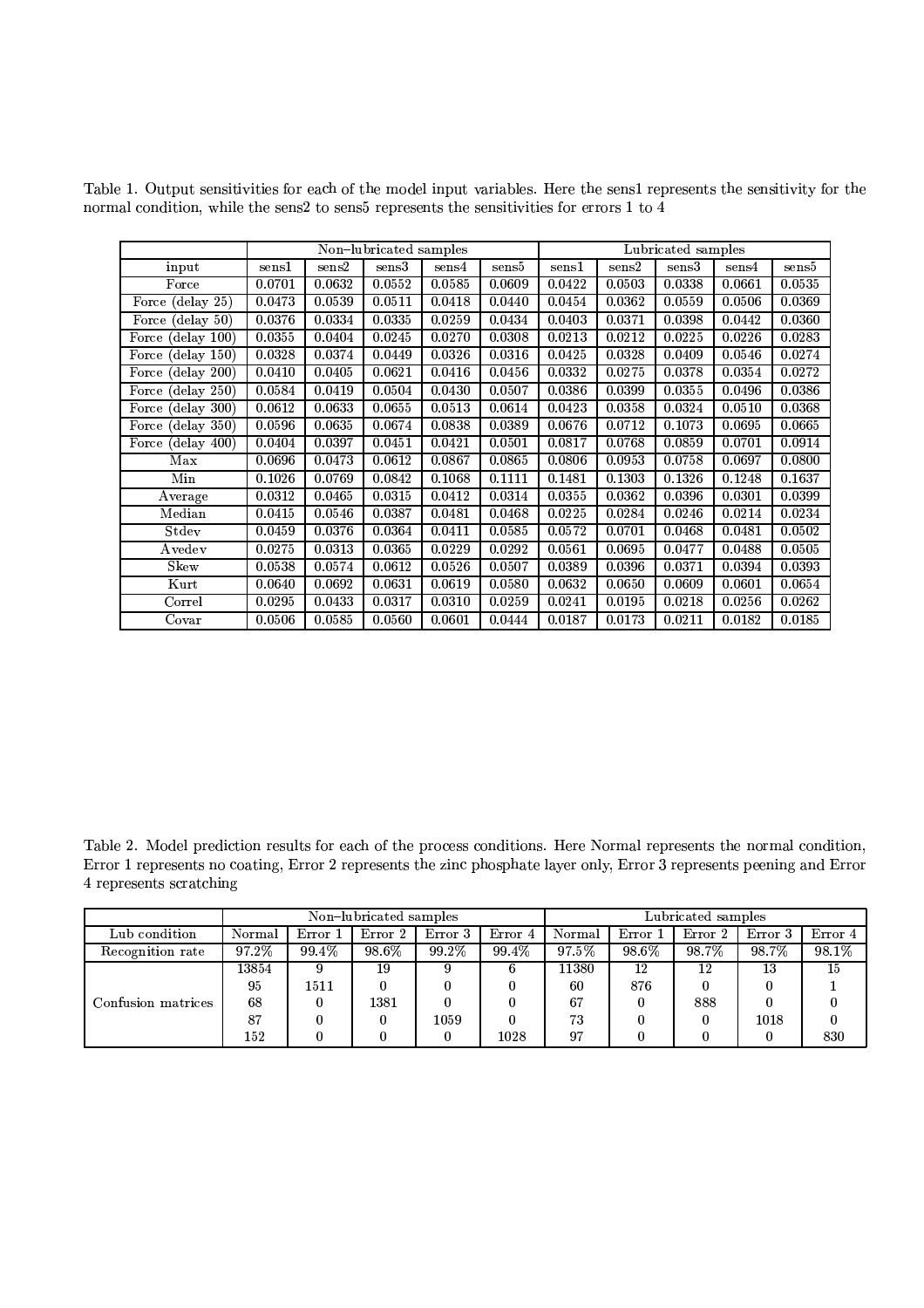Table 1. Output sensitivities for each of the model input variables. Here the sens1 represents the sensitivity for the normal condition, while the sens2 to sens5 represents the sensitivities for errors 1 to 4

| | Non–lubricated samples | | | | | Lubricated samples | | | | |
|---|---|---|---|---|---|---|---|---|---|---|
| input | sens1 | sens2 | sens3 | sens4 | sens5 | sens1 | sens2 | sens3 | sens4 | sens5 |
| Force | 0.0701 | 0.0632 | 0.0552 | 0.0585 | 0.0609 | 0.0422 | 0.0503 | 0.0338 | 0.0661 | 0.0535 |
| Force (delay 25) | 0.0473 | 0.0539 | 0.0511 | 0.0418 | 0.0440 | 0.0454 | 0.0362 | 0.0559 | 0.0506 | 0.0369 |
| Force (delay 50) | 0.0376 | 0.0334 | 0.0335 | 0.0259 | 0.0434 | 0.0403 | 0.0371 | 0.0398 | 0.0442 | 0.0360 |
| Force (delay 100) | 0.0355 | 0.0404 | 0.0245 | 0.0270 | 0.0308 | 0.0213 | 0.0212 | 0.0225 | 0.0226 | 0.0283 |
| Force (delay 150) | 0.0328 | 0.0374 | 0.0449 | 0.0326 | 0.0316 | 0.0425 | 0.0328 | 0.0409 | 0.0546 | 0.0274 |
| Force (delay 200) | 0.0410 | 0.0405 | 0.0621 | 0.0416 | 0.0456 | 0.0332 | 0.0275 | 0.0378 | 0.0354 | 0.0272 |
| Force (delay 250) | 0.0584 | 0.0419 | 0.0504 | 0.0430 | 0.0507 | 0.0386 | 0.0399 | 0.0355 | 0.0496 | 0.0386 |
| Force (delay 300) | 0.0612 | 0.0633 | 0.0655 | 0.0513 | 0.0614 | 0.0423 | 0.0358 | 0.0324 | 0.0510 | 0.0368 |
| Force (delay 350) | 0.0596 | 0.0635 | 0.0674 | 0.0838 | 0.0389 | 0.0676 | 0.0712 | 0.1073 | 0.0695 | 0.0665 |
| Force (delay 400) | 0.0404 | 0.0397 | 0.0451 | 0.0421 | 0.0501 | 0.0817 | 0.0768 | 0.0859 | 0.0701 | 0.0914 |
| Max | 0.0696 | 0.0473 | 0.0612 | 0.0867 | 0.0865 | 0.0806 | 0.0953 | 0.0758 | 0.0697 | 0.0800 |
| Min | 0.1026 | 0.0769 | 0.0842 | 0.1068 | 0.1111 | 0.1481 | 0.1303 | 0.1326 | 0.1248 | 0.1637 |
| Average | 0.0312 | 0.0465 | 0.0315 | 0.0412 | 0.0314 | 0.0355 | 0.0362 | 0.0396 | 0.0301 | 0.0399 |
| Median | 0.0415 | 0.0546 | 0.0387 | 0.0481 | 0.0468 | 0.0225 | 0.0284 | 0.0246 | 0.0214 | 0.0234 |
| Stdev | 0.0459 | 0.0376 | 0.0364 | 0.0411 | 0.0585 | 0.0572 | 0.0701 | 0.0468 | 0.0481 | 0.0502 |
| Avedev | 0.0275 | 0.0313 | 0.0365 | 0.0229 | 0.0292 | 0.0561 | 0.0695 | 0.0477 | 0.0488 | 0.0505 |
| Skew | 0.0538 | 0.0574 | 0.0612 | 0.0526 | 0.0507 | 0.0389 | 0.0396 | 0.0371 | 0.0394 | 0.0393 |
| Kurt | 0.0640 | 0.0692 | 0.0631 | 0.0619 | 0.0580 | 0.0632 | 0.0650 | 0.0609 | 0.0601 | 0.0654 |
| Correl | 0.0295 | 0.0433 | 0.0317 | 0.0310 | 0.0259 | 0.0241 | 0.0195 | 0.0218 | 0.0256 | 0.0262 |
| Covar | 0.0506 | 0.0585 | 0.0560 | 0.0601 | 0.0444 | 0.0187 | 0.0173 | 0.0211 | 0.0182 | 0.0185 |

Table 2. Model prediction results for each of the process conditions. Here Normal represents the normal condition, Error 1 represents no coating, Error 2 represents the zinc phosphate layer only, Error 3 represents peening and Error 4 represents scratching

| | Non–lubricated samples | | | | | Lubricated samples | | | | |
|---|---|---|---|---|---|---|---|---|---|---|
| Lub condition | Normal | Error 1 | Error 2 | Error 3 | Error 4 | Normal | Error 1 | Error 2 | Error 3 | Error 4 |
| Recognition rate | 97.2% | 99.4% | 98.6% | 99.2% | 99.4% | 97.5% | 98.6% | 98.7% | 98.7% | 98.1% |
| Confusion matrices | 13854 | 9 | 19 | 9 | 6 | 11380 | 12 | 12 | 13 | 15 |
| | 95 | 1511 | 0 | 0 | 0 | 60 | 876 | 0 | 0 | 1 |
| | 68 | 0 | 1381 | 0 | 0 | 67 | 0 | 888 | 0 | 0 |
| | 87 | 0 | 0 | 1059 | 0 | 73 | 0 | 0 | 1018 | 0 |
| | 152 | 0 | 0 | 0 | 1028 | 97 | 0 | 0 | 0 | 830 |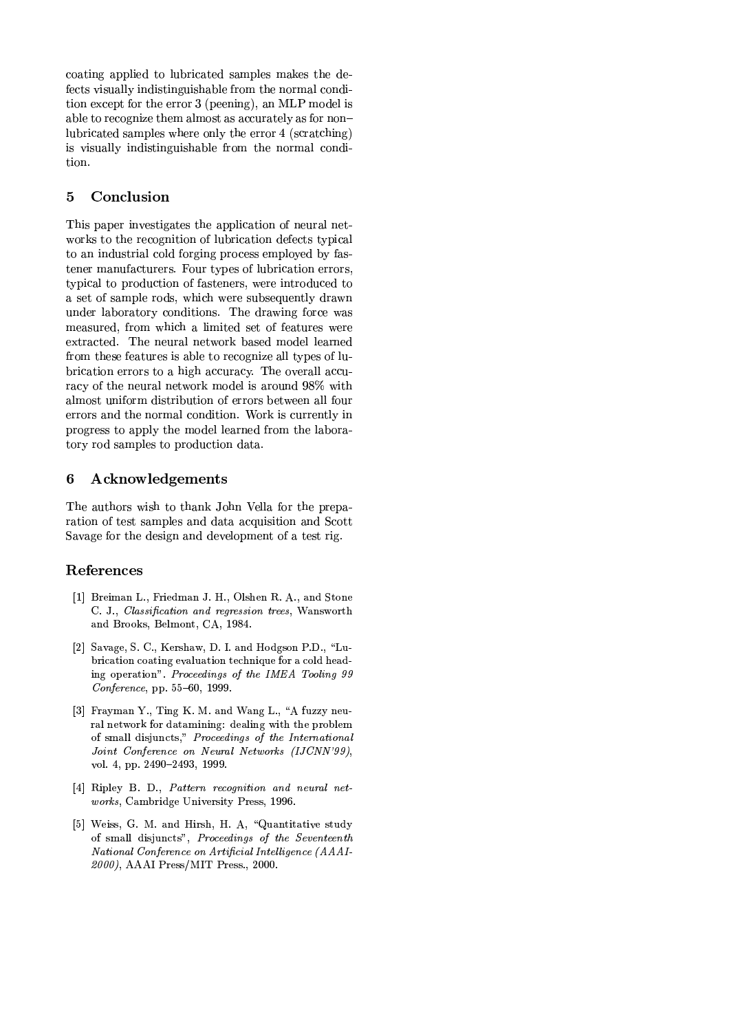coating applied to lubricated samples makes the defects visually indistinguishable from the normal condition except for the error 3 (peening), an MLP model is able to recognize them almost as accurately as for non–lubricated samples where only the error 4 (scratching) is visually indistinguishable from the normal condition.

## 5 Conclusion

This paper investigates the application of neural networks to the recognition of lubrication defects typical to an industrial cold forging process employed by fastener manufacturers. Four types of lubrication errors, typical to production of fasteners, were introduced to a set of sample rods, which were subsequently drawn under laboratory conditions. The drawing force was measured, from which a limited set of features were extracted. The neural network based model learned from these features is able to recognize all types of lubrication errors to a high accuracy. The overall accuracy of the neural network model is around 98% with almost uniform distribution of errors between all four errors and the normal condition. Work is currently in progress to apply the model learned from the laboratory rod samples to production data.

## 6 Acknowledgements

The authors wish to thank John Vella for the preparation of test samples and data acquisition and Scott Savage for the design and development of a test rig.

## References

[1] Breiman L., Friedman J. H., Olshen R. A., and Stone C. J., *Classification and regression trees*, Wansworth and Brooks, Belmont, CA, 1984.

[2] Savage, S. C., Kershaw, D. I. and Hodgson P.D., "Lubrication coating evaluation technique for a cold heading operation". *Proceedings of the IMEA Tooling 99 Conference*, pp. 55–60, 1999.

[3] Frayman Y., Ting K. M. and Wang L., "A fuzzy neural network for datamining: dealing with the problem of small disjuncts," *Proceedings of the International Joint Conference on Neural Networks (IJCNN'99)*, vol. 4, pp. 2490–2493, 1999.

[4] Ripley B. D., *Pattern recognition and neural networks*, Cambridge University Press, 1996.

[5] Weiss, G. M. and Hirsh, H. A, "Quantitative study of small disjuncts", *Proceedings of the Seventeenth National Conference on Artificial Intelligence (AAAI-2000)*, AAAI Press/MIT Press., 2000.